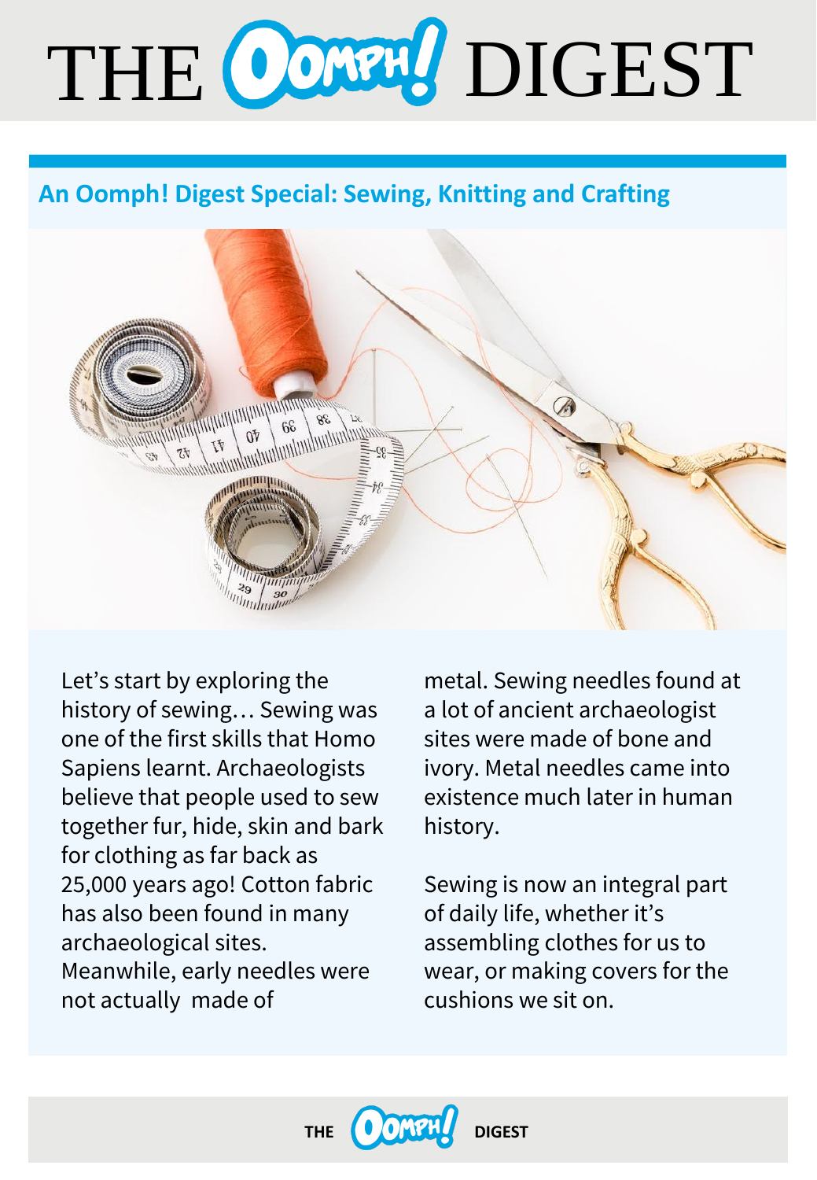# THE OOMPH! DIGEST

## An Oomph! Digest Special: Sewing, Knitting and Crafting

Let's start by exploring the history of sewing… Sewing was one of the first skills that Homo Sapiens learnt. Archaeologists believe that people used to sew together fur, hide, skin and bark for clothing as far back as 25,000 years ago! Cotton fabric has also been found in many archaeological sites. Meanwhile, early needles were not actually made of metal. Sewing needles found at a lot of ancient archaeologist sites were made of bone and ivory. Metal needles came into existence much later in human history.

Sewing is now an integral part of daily life, whether it's assembling clothes for us to wear, or making covers for the cushions we sit on.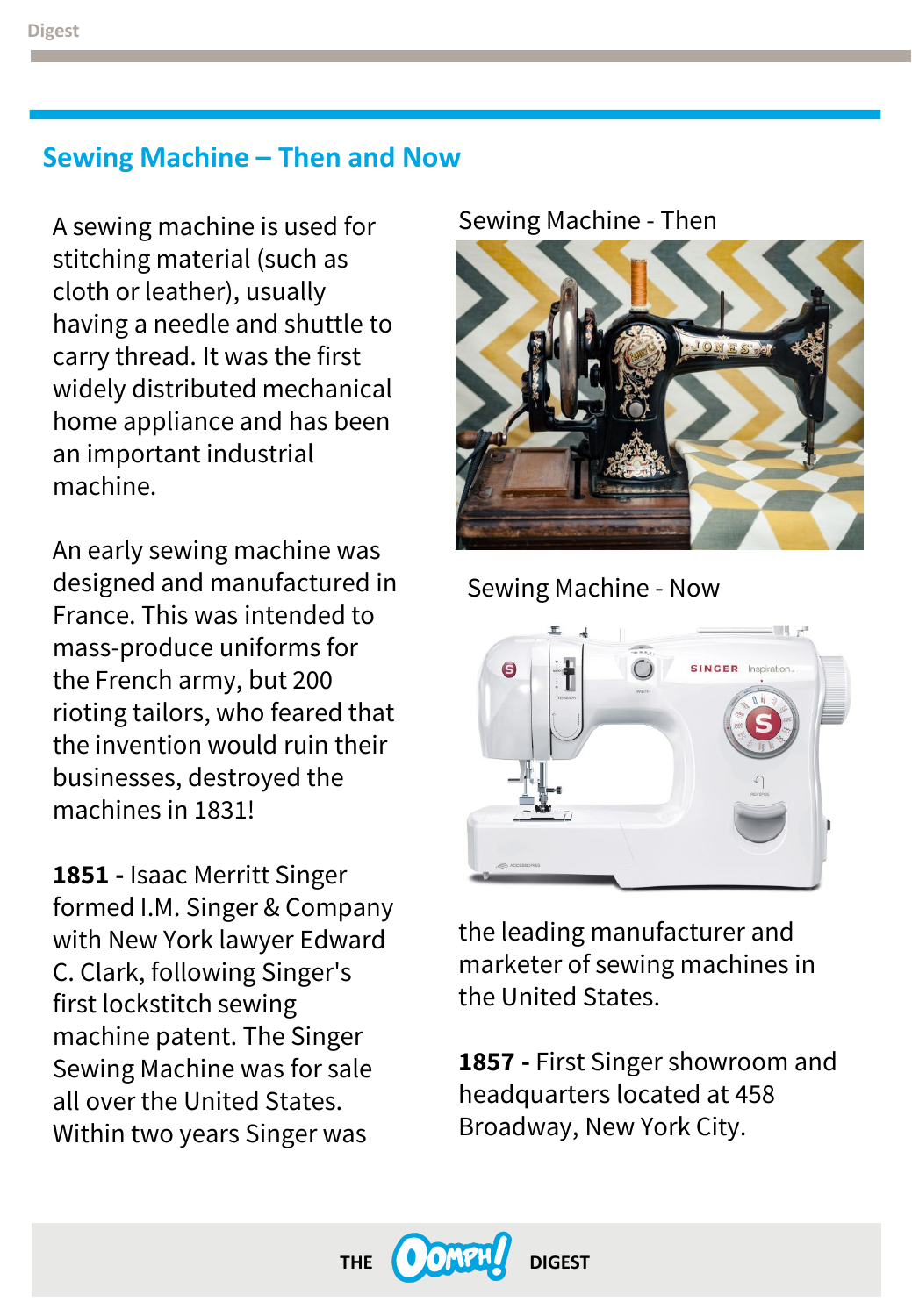## Sewing Machine – Then and Now

A sewing machine is used for stitching material (such as cloth or leather), usually having a needle and shuttle to carry thread. It was the first widely distributed mechanical home appliance and has been an important industrial machine.

An early sewing machine was designed and manufactured in France. This was intended to mass-produce uniforms for the French army, but 200 rioting tailors, who feared that the invention would ruin their businesses, destroyed the machines in 1831!

**1851 -** Isaac Merritt Singer formed I.M. Singer & Company with New York lawyer Edward C. Clark, following Singer's first lockstitch sewing machine patent. The Singer Sewing Machine was for sale all over the United States. Within two years Singer was the leading manufacturer and marketer of sewing machines in the United States.

**1857 -** First Singer showroom and headquarters located at 458 Broadway, New York City.

Sewing Machine - Then

Sewing Machine - Now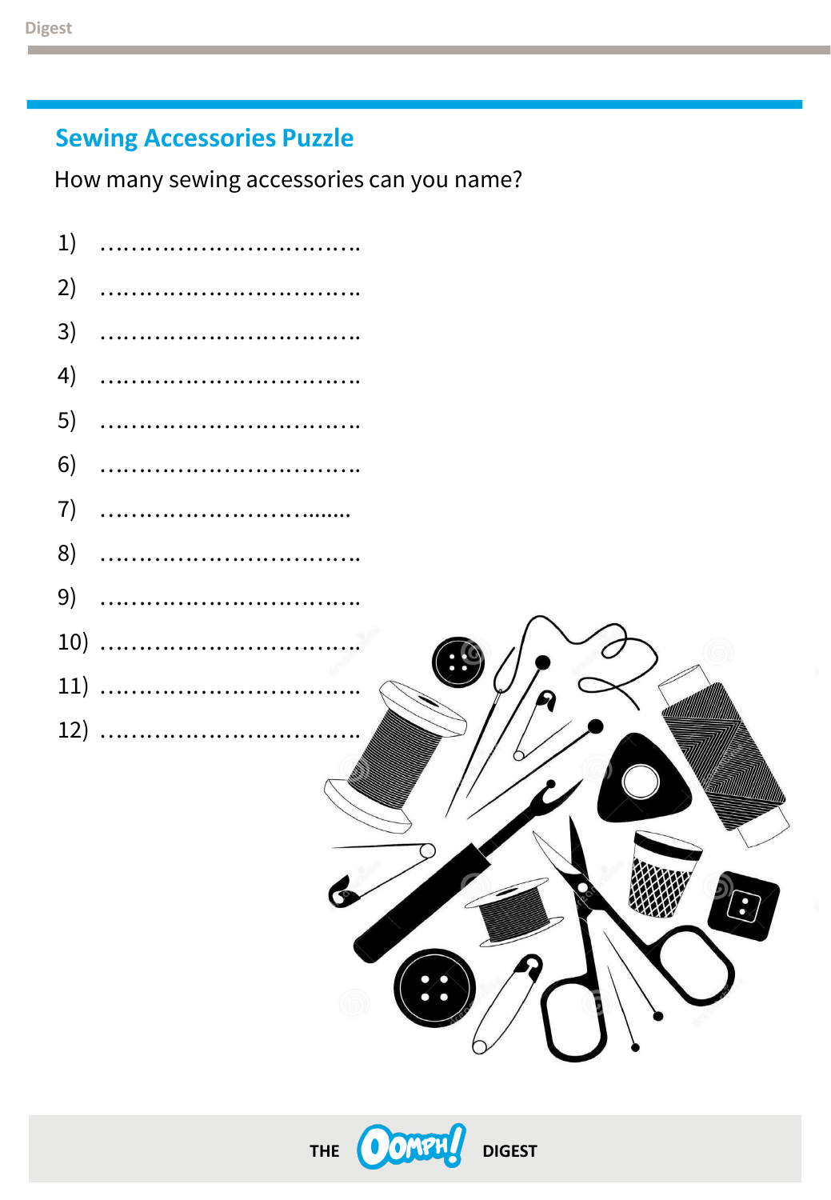## Sewing Accessories Puzzle

How many sewing accessories can you name?

1) ……………………………..
2) ……………………………..
3) ……………………………..
4) ……………………………..
5) ……………………………..
6) ……………………………..
7) ……………………………..
8) ……………………………..
9) ……………………………..
10) ……………………………..
11) ……………………………..
12) ……………………………..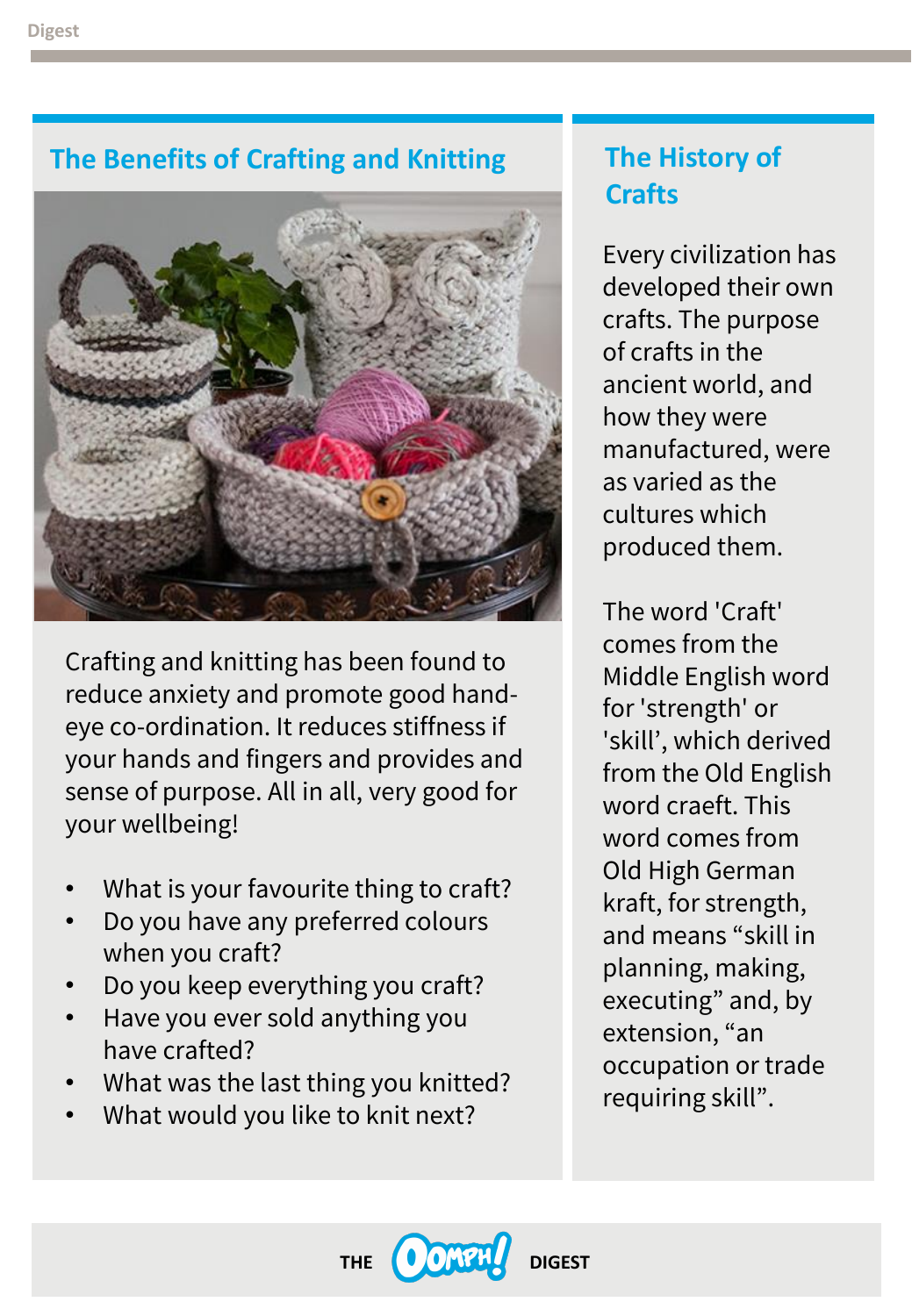## The Benefits of Crafting and Knitting

Crafting and knitting has been found to reduce anxiety and promote good hand-eye co-ordination. It reduces stiffness if your hands and fingers and provides and sense of purpose. All in all, very good for your wellbeing!

- What is your favourite thing to craft?
- Do you have any preferred colours when you craft?
- Do you keep everything you craft?
- Have you ever sold anything you have crafted?
- What was the last thing you knitted?
- What would you like to knit next?

## The History of Crafts

Every civilization has developed their own crafts. The purpose of crafts in the ancient world, and how they were manufactured, were as varied as the cultures which produced them.

The word 'Craft' comes from the Middle English word for 'strength' or 'skill', which derived from the Old English word craeft. This word comes from Old High German kraft, for strength, and means "skill in planning, making, executing" and, by extension, "an occupation or trade requiring skill".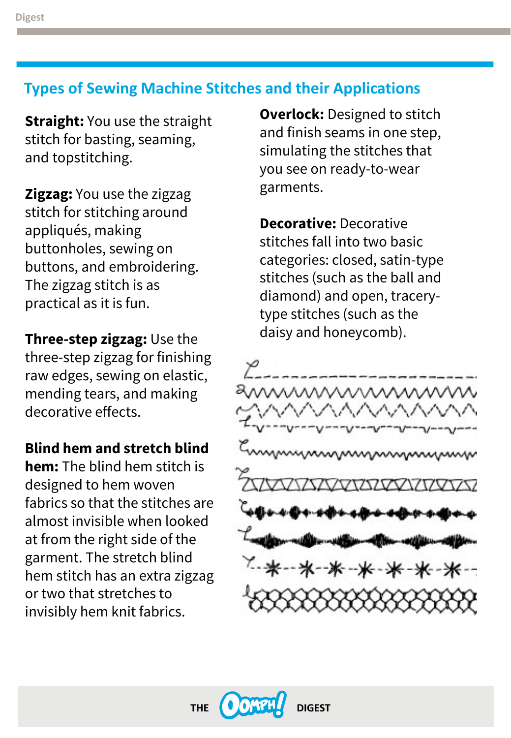## Types of Sewing Machine Stitches and their Applications

**Straight:** You use the straight stitch for basting, seaming, and topstitching.

**Zigzag:** You use the zigzag stitch for stitching around appliqués, making buttonholes, sewing on buttons, and embroidering. The zigzag stitch is as practical as it is fun.

**Three-step zigzag:** Use the three-step zigzag for finishing raw edges, sewing on elastic, mending tears, and making decorative effects.

**Blind hem and stretch blind hem:** The blind hem stitch is designed to hem woven fabrics so that the stitches are almost invisible when looked at from the right side of the garment. The stretch blind hem stitch has an extra zigzag or two that stretches to invisibly hem knit fabrics.

**Overlock:** Designed to stitch and finish seams in one step, simulating the stitches that you see on ready-to-wear garments.

**Decorative:** Decorative stitches fall into two basic categories: closed, satin-type stitches (such as the ball and diamond) and open, tracery-type stitches (such as the daisy and honeycomb).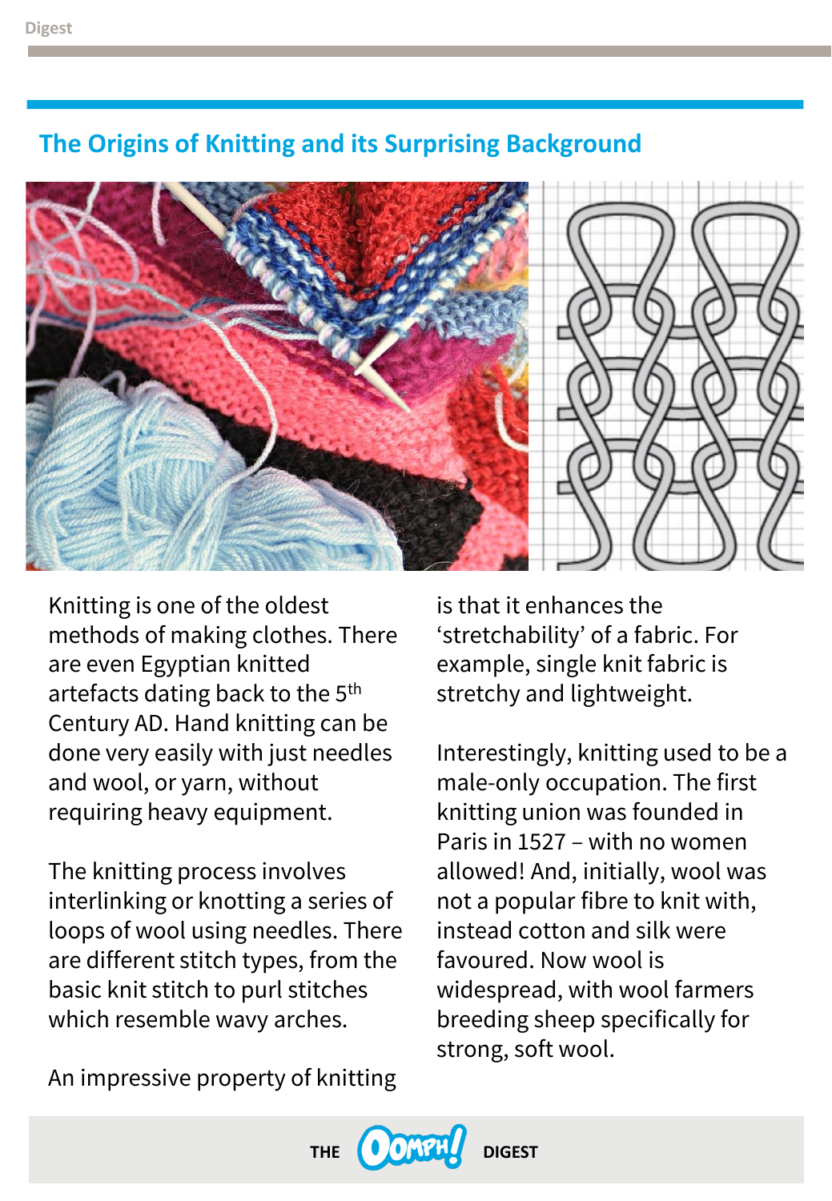## The Origins of Knitting and its Surprising Background

Knitting is one of the oldest methods of making clothes. There are even Egyptian knitted artefacts dating back to the 5th Century AD. Hand knitting can be done very easily with just needles and wool, or yarn, without requiring heavy equipment.

The knitting process involves interlinking or knotting a series of loops of wool using needles. There are different stitch types, from the basic knit stitch to purl stitches which resemble wavy arches.

An impressive property of knitting is that it enhances the 'stretchability' of a fabric. For example, single knit fabric is stretchy and lightweight.

Interestingly, knitting used to be a male-only occupation. The first knitting union was founded in Paris in 1527 – with no women allowed! And, initially, wool was not a popular fibre to knit with, instead cotton and silk were favoured. Now wool is widespread, with wool farmers breeding sheep specifically for strong, soft wool.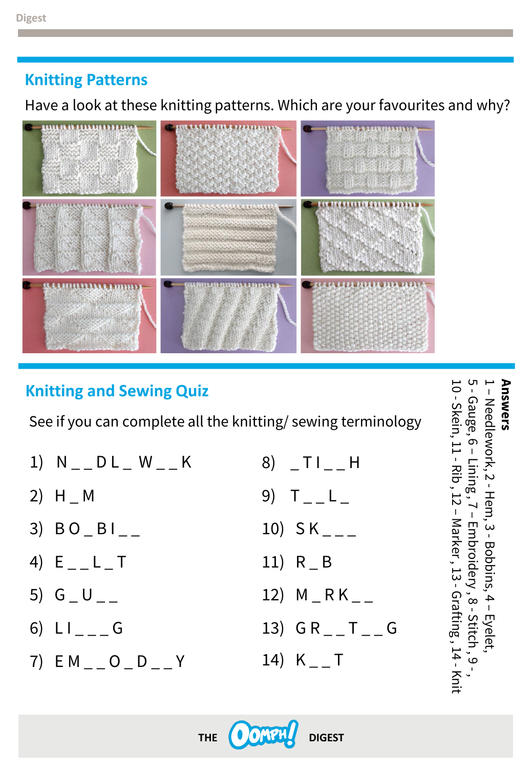## Knitting Patterns

Have a look at these knitting patterns. Which are your favourites and why?

## Knitting and Sewing Quiz

See if you can complete all the knitting/ sewing terminology

1) N _ _ D L _ W _ _ K
2) H _ M
3) B O _ B I _ _
4) E _ _ L _ T
5) G _ U _ _
6) L I _ _ _ G
7) E M _ _ O _ D _ _ Y
8) _ T I _ _ H
9) T _ _ L _
10) S K _ _ _
11) R _ B
12) M _ R K _ _
13) G R _ _ T _ _ G
14) K _ _ T

**Answers**

1 – Needlework, 2 - Hem, 3 - Bobbins, 4 – Eyelet, 5 - Gauge, 6 – Lining, 7 – Embroidery, 8 - Stitch, 9 - , 10 - Skein, 11 - Rib, 12 – Marker, 13 - Grafting, 14 - Knit